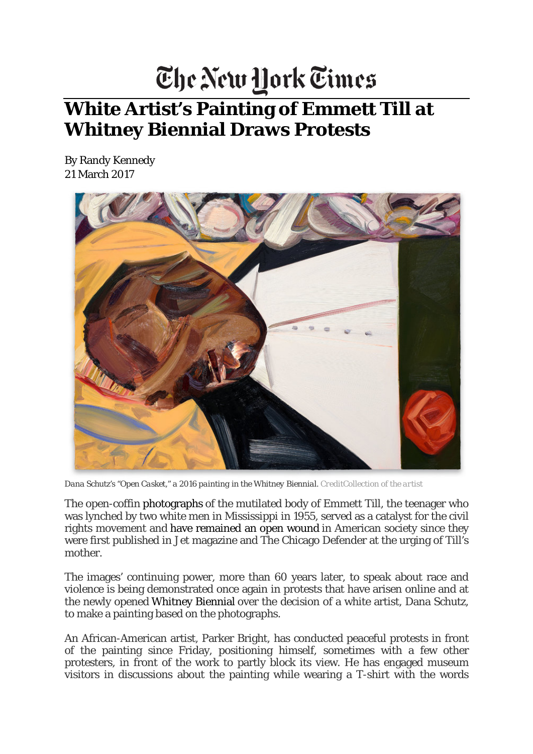# The New York Times

## White Artist's Painting of Emmett Till at Whitney Biennial Draws Protests

By Randy Kennedy
21 March 2017

*Dana Schutz's "Open Casket," a 2016 painting in the Whitney Biennial. CreditCollection of the artist*

The open-coffin photographs of the mutilated body of Emmett Till, the teenager who was lynched by two white men in Mississippi in 1955, served as a catalyst for the civil rights movement and have remained an open wound in American society since they were first published in Jet magazine and The Chicago Defender at the urging of Till's mother.

The images' continuing power, more than 60 years later, to speak about race and violence is being demonstrated once again in protests that have arisen online and at the newly opened Whitney Biennial over the decision of a white artist, Dana Schutz, to make a painting based on the photographs.

An African-American artist, Parker Bright, has conducted peaceful protests in front of the painting since Friday, positioning himself, sometimes with a few other protesters, in front of the work to partly block its view. He has engaged museum visitors in discussions about the painting while wearing a T-shirt with the words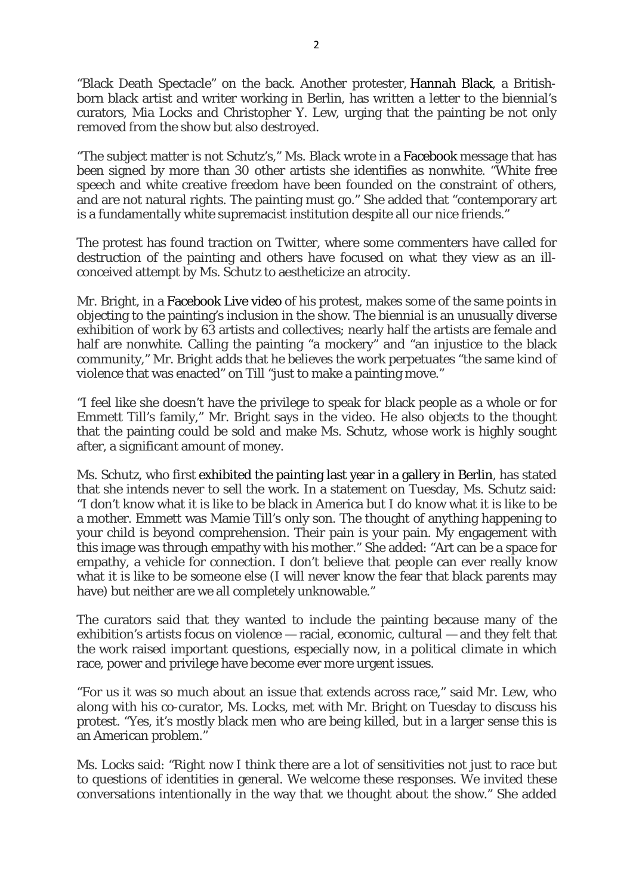"Black Death Spectacle" on the back. Another protester, Hannah Black, a British-born black artist and writer working in Berlin, has written a letter to the biennial's curators, Mia Locks and Christopher Y. Lew, urging that the painting be not only removed from the show but also destroyed.

"The subject matter is not Schutz's," Ms. Black wrote in a Facebook message that has been signed by more than 30 other artists she identifies as nonwhite. "White free speech and white creative freedom have been founded on the constraint of others, and are not natural rights. The painting must go." She added that "contemporary art is a fundamentally white supremacist institution despite all our nice friends."

The protest has found traction on Twitter, where some commenters have called for destruction of the painting and others have focused on what they view as an ill-conceived attempt by Ms. Schutz to aestheticize an atrocity.

Mr. Bright, in a Facebook Live video of his protest, makes some of the same points in objecting to the painting's inclusion in the show. The biennial is an unusually diverse exhibition of work by 63 artists and collectives; nearly half the artists are female and half are nonwhite. Calling the painting "a mockery" and "an injustice to the black community," Mr. Bright adds that he believes the work perpetuates "the same kind of violence that was enacted" on Till "just to make a painting move."

"I feel like she doesn't have the privilege to speak for black people as a whole or for Emmett Till's family," Mr. Bright says in the video. He also objects to the thought that the painting could be sold and make Ms. Schutz, whose work is highly sought after, a significant amount of money.

Ms. Schutz, who first exhibited the painting last year in a gallery in Berlin, has stated that she intends never to sell the work. In a statement on Tuesday, Ms. Schutz said: "I don't know what it is like to be black in America but I do know what it is like to be a mother. Emmett was Mamie Till's only son. The thought of anything happening to your child is beyond comprehension. Their pain is your pain. My engagement with this image was through empathy with his mother." She added: "Art can be a space for empathy, a vehicle for connection. I don't believe that people can ever really know what it is like to be someone else (I will never know the fear that black parents may have) but neither are we all completely unknowable."

The curators said that they wanted to include the painting because many of the exhibition's artists focus on violence — racial, economic, cultural — and they felt that the work raised important questions, especially now, in a political climate in which race, power and privilege have become ever more urgent issues.

"For us it was so much about an issue that extends across race," said Mr. Lew, who along with his co-curator, Ms. Locks, met with Mr. Bright on Tuesday to discuss his protest. "Yes, it's mostly black men who are being killed, but in a larger sense this is an American problem."

Ms. Locks said: "Right now I think there are a lot of sensitivities not just to race but to questions of identities in general. We welcome these responses. We invited these conversations intentionally in the way that we thought about the show." She added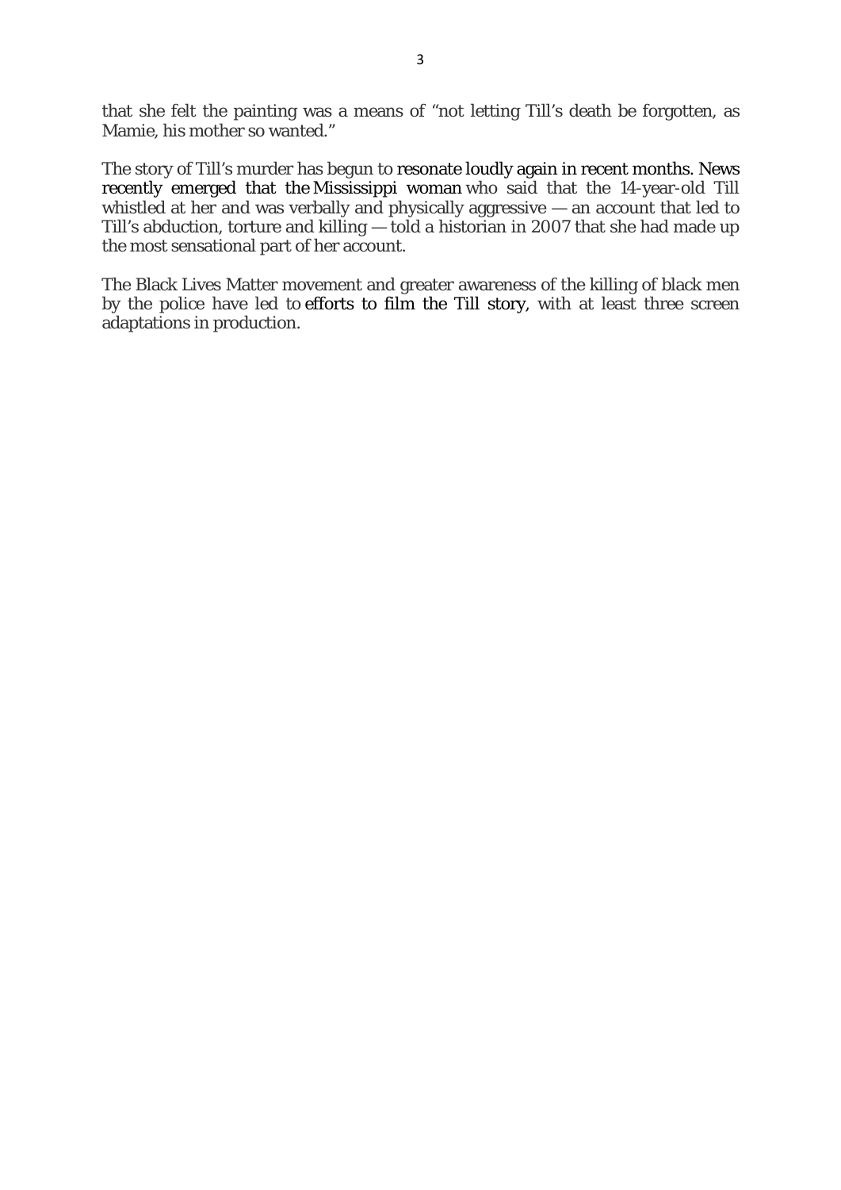that she felt the painting was a means of "not letting Till's death be forgotten, as Mamie, his mother so wanted."

The story of Till's murder has begun to resonate loudly again in recent months. News recently emerged that the Mississippi woman who said that the 14-year-old Till whistled at her and was verbally and physically aggressive — an account that led to Till's abduction, torture and killing — told a historian in 2007 that she had made up the most sensational part of her account.

The Black Lives Matter movement and greater awareness of the killing of black men by the police have led to efforts to film the Till story, with at least three screen adaptations in production.